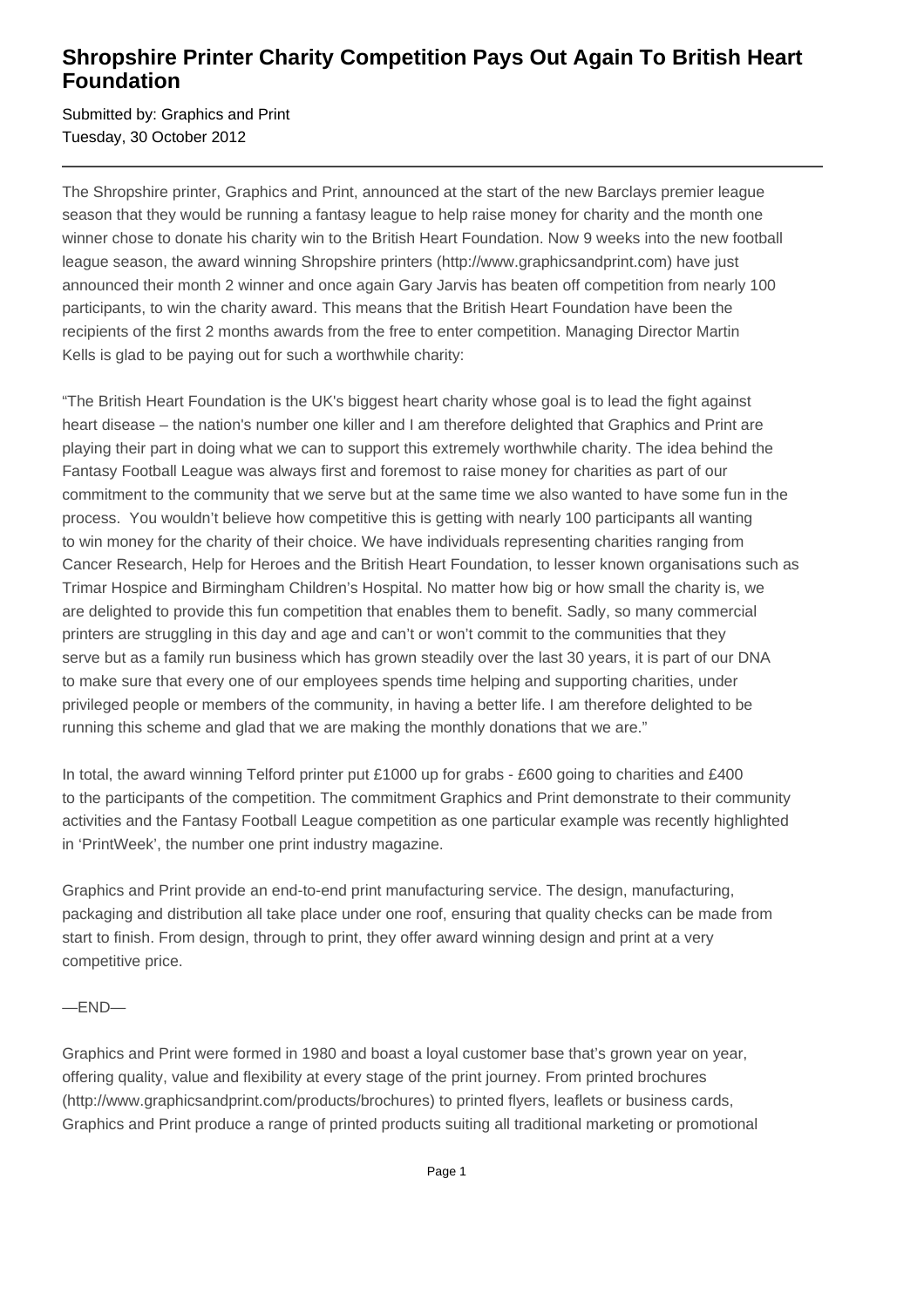# Shropshire Printer Charity Competition Pays Out Again To British Heart Foundation

Submitted by: Graphics and Print
Tuesday, 30 October 2012

---

The Shropshire printer, Graphics and Print, announced at the start of the new Barclays premier league season that they would be running a fantasy league to help raise money for charity and the month one winner chose to donate his charity win to the British Heart Foundation. Now 9 weeks into the new football league season, the award winning Shropshire printers (http://www.graphicsandprint.com) have just announced their month 2 winner and once again Gary Jarvis has beaten off competition from nearly 100 participants, to win the charity award. This means that the British Heart Foundation have been the recipients of the first 2 months awards from the free to enter competition. Managing Director Martin Kells is glad to be paying out for such a worthwhile charity:

"The British Heart Foundation is the UK's biggest heart charity whose goal is to lead the fight against heart disease – the nation's number one killer and I am therefore delighted that Graphics and Print are playing their part in doing what we can to support this extremely worthwhile charity. The idea behind the Fantasy Football League was always first and foremost to raise money for charities as part of our commitment to the community that we serve but at the same time we also wanted to have some fun in the process. You wouldn't believe how competitive this is getting with nearly 100 participants all wanting to win money for the charity of their choice. We have individuals representing charities ranging from Cancer Research, Help for Heroes and the British Heart Foundation, to lesser known organisations such as Trimar Hospice and Birmingham Children's Hospital. No matter how big or how small the charity is, we are delighted to provide this fun competition that enables them to benefit. Sadly, so many commercial printers are struggling in this day and age and can't or won't commit to the communities that they serve but as a family run business which has grown steadily over the last 30 years, it is part of our DNA to make sure that every one of our employees spends time helping and supporting charities, under privileged people or members of the community, in having a better life. I am therefore delighted to be running this scheme and glad that we are making the monthly donations that we are."

In total, the award winning Telford printer put £1000 up for grabs - £600 going to charities and £400 to the participants of the competition. The commitment Graphics and Print demonstrate to their community activities and the Fantasy Football League competition as one particular example was recently highlighted in 'PrintWeek', the number one print industry magazine.

Graphics and Print provide an end-to-end print manufacturing service. The design, manufacturing, packaging and distribution all take place under one roof, ensuring that quality checks can be made from start to finish. From design, through to print, they offer award winning design and print at a very competitive price.

—END—

Graphics and Print were formed in 1980 and boast a loyal customer base that's grown year on year, offering quality, value and flexibility at every stage of the print journey. From printed brochures (http://www.graphicsandprint.com/products/brochures) to printed flyers, leaflets or business cards, Graphics and Print produce a range of printed products suiting all traditional marketing or promotional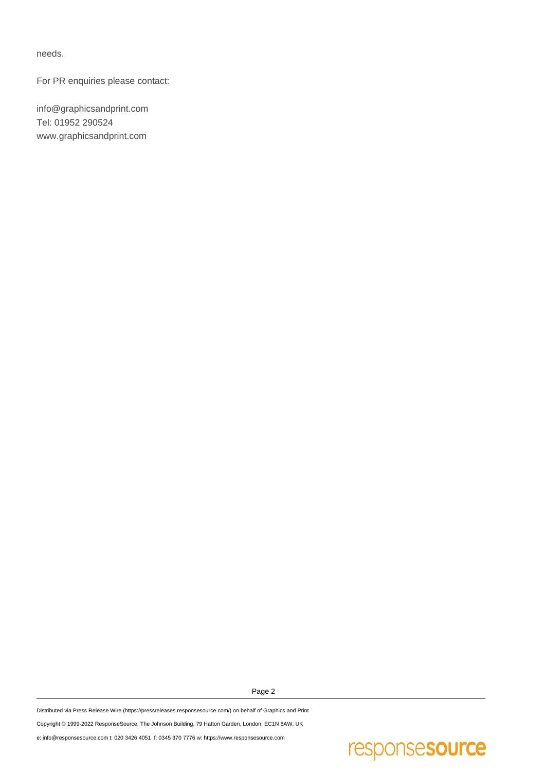needs.

For PR enquiries please contact:

info@graphicsandprint.com
Tel: 01952 290524
www.graphicsandprint.com